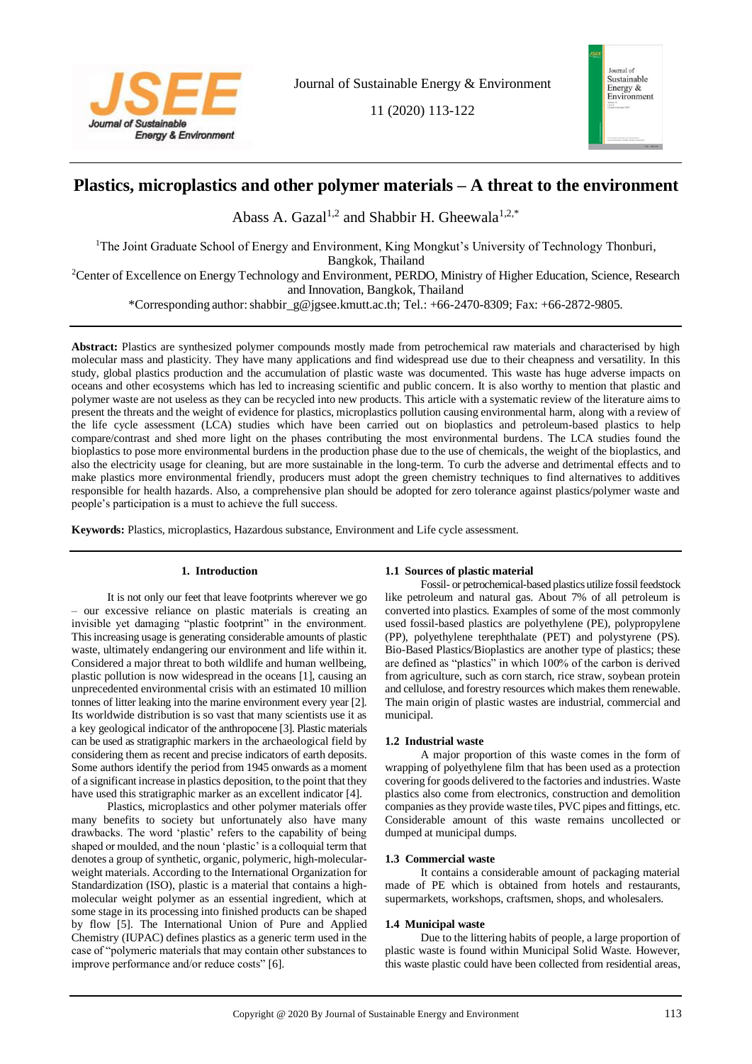# Plastics, microplastics and other polymer materials – A threat to the environment

Abass A. Gazal[1,2] and Shabbir H. Gheewala[1,2,*]

[1]The Joint Graduate School of Energy and Environment, King Mongkut's University of Technology Thonburi, Bangkok, Thailand

[2]Center of Excellence on Energy Technology and Environment, PERDO, Ministry of Higher Education, Science, Research and Innovation, Bangkok, Thailand

*Corresponding author: shabbir_g@jgsee.kmutt.ac.th; Tel.: +66-2470-8309; Fax: +66-2872-9805.

**Abstract:** Plastics are synthesized polymer compounds mostly made from petrochemical raw materials and characterised by high molecular mass and plasticity. They have many applications and find widespread use due to their cheapness and versatility. In this study, global plastics production and the accumulation of plastic waste was documented. This waste has huge adverse impacts on oceans and other ecosystems which has led to increasing scientific and public concern. It is also worthy to mention that plastic and polymer waste are not useless as they can be recycled into new products. This article with a systematic review of the literature aims to present the threats and the weight of evidence for plastics, microplastics pollution causing environmental harm, along with a review of the life cycle assessment (LCA) studies which have been carried out on bioplastics and petroleum-based plastics to help compare/contrast and shed more light on the phases contributing the most environmental burdens. The LCA studies found the bioplastics to pose more environmental burdens in the production phase due to the use of chemicals, the weight of the bioplastics, and also the electricity usage for cleaning, but are more sustainable in the long-term. To curb the adverse and detrimental effects and to make plastics more environment friendly, producers must adopt the green chemistry techniques to find alternatives to additives responsible for health hazards. Also, a comprehensive plan should be adopted for zero tolerance against plastics/polymer waste and people's participation is a must to achieve the full success.

**Keywords:** Plastics, microplastics, Hazardous substance, Environment and Life cycle assessment.

## 1. Introduction

It is not only our feet that leave footprints wherever we go – our excessive reliance on plastic materials is creating an invisible yet damaging "plastic footprint" in the environment. This increasing usage is generating considerable amounts of plastic waste, ultimately endangering our environment and life within it. Considered a major threat to both wildlife and human wellbeing, plastic pollution is now widespread in the oceans [1], causing an unprecedented environmental crisis with an estimated 10 million tonnes of litter leaking into the marine environment every year [2]. Its worldwide distribution is so vast that many scientists use it as a key geological indicator of the anthropocene [3]. Plastic materials can be used as stratigraphic markers in the archaeological field by considering them as recent and precise indicators of earth deposits. Some authors identify the period from 1945 onwards as a moment of a significant increase in plastics deposition, to the point that they have used this stratigraphic marker as an excellent indicator [4].

Plastics, microplastics and other polymer materials offer many benefits to society but unfortunately also have many drawbacks. The word 'plastic' refers to the capability of being shaped or moulded, and the noun 'plastic' is a colloquial term that denotes a group of synthetic, organic, polymeric, high-molecular-weight materials. According to the International Organization for Standardization (ISO), plastic is a material that contains a high-molecular weight polymer as an essential ingredient, which at some stage in its processing into finished products can be shaped by flow [5]. The International Union of Pure and Applied Chemistry (IUPAC) defines plastics as a generic term used in the case of "polymeric materials that may contain other substances to improve performance and/or reduce costs" [6].

### 1.1 Sources of plastic material

Fossil- or petrochemical-based plastics utilize fossil feedstock like petroleum and natural gas. About 7% of all petroleum is converted into plastics. Examples of some of the most commonly used fossil-based plastics are polyethylene (PE), polypropylene (PP), polyethylene terephthalate (PET) and polystyrene (PS). Bio-Based Plastics/Bioplastics are another type of plastics; these are defined as "plastics" in which 100% of the carbon is derived from agriculture, such as corn starch, rice straw, soybean protein and cellulose, and forestry resources which makes them renewable. The main origin of plastic wastes are industrial, commercial and municipal.

### 1.2 Industrial waste

A major proportion of this waste comes in the form of wrapping of polyethylene film that has been used as a protection covering for goods delivered to the factories and industries. Waste plastics also come from electronics, construction and demolition companies as they provide waste tiles, PVC pipes and fittings, etc. Considerable amount of this waste remains uncollected or dumped at municipal dumps.

### 1.3 Commercial waste

It contains a considerable amount of packaging material made of PE which is obtained from hotels and restaurants, supermarkets, workshops, craftsmen, shops, and wholesalers.

### 1.4 Municipal waste

Due to the littering habits of people, a large proportion of plastic waste is found within Municipal Solid Waste. However, this waste plastic could have been collected from residential areas,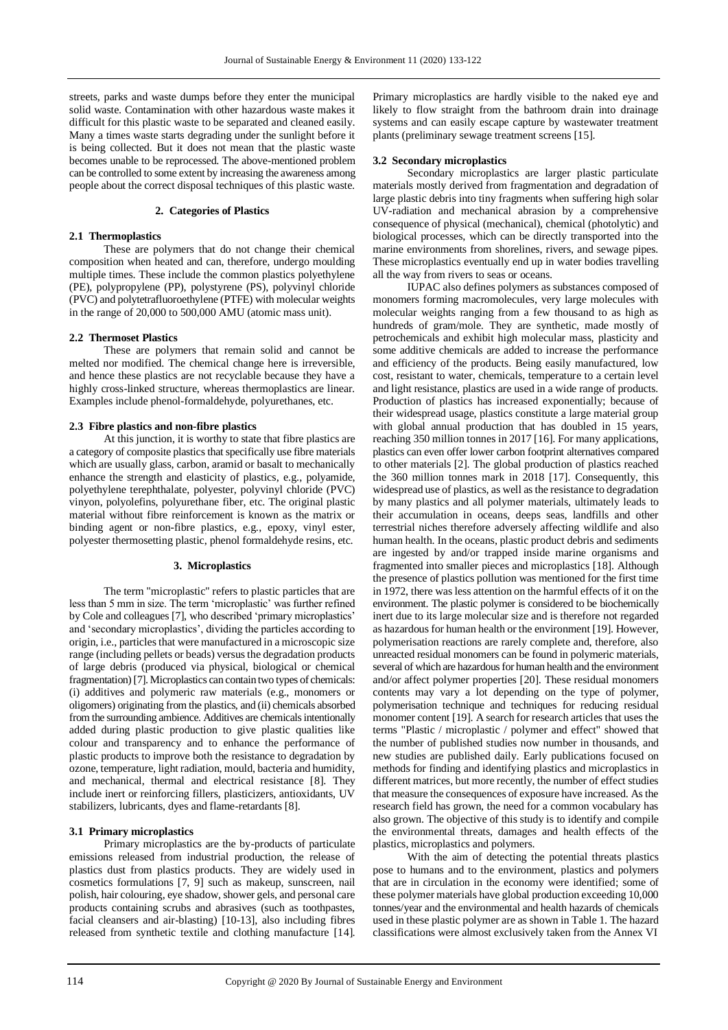streets, parks and waste dumps before they enter the municipal solid waste. Contamination with other hazardous waste makes it difficult for this plastic waste to be separated and cleaned easily. Many a times waste starts degrading under the sunlight before it is being collected. But it does not mean that the plastic waste becomes unable to be reprocessed. The above-mentioned problem can be controlled to some extent by increasing the awareness among people about the correct disposal techniques of this plastic waste.

## 2. Categories of Plastics

### 2.1 Thermoplastics

These are polymers that do not change their chemical composition when heated and can, therefore, undergo moulding multiple times. These include the common plastics polyethylene (PE), polypropylene (PP), polystyrene (PS), polyvinyl chloride (PVC) and polytetrafluoroethylene (PTFE) with molecular weights in the range of 20,000 to 500,000 AMU (atomic mass unit).

### 2.2 Thermoset Plastics

These are polymers that remain solid and cannot be melted nor modified. The chemical change here is irreversible, and hence these plastics are not recyclable because they have a highly cross-linked structure, whereas thermoplastics are linear. Examples include phenol-formaldehyde, polyurethanes, etc.

### 2.3 Fibre plastics and non-fibre plastics

At this junction, it is worthy to state that fibre plastics are a category of composite plastics that specifically use fibre materials which are usually glass, carbon, aramid or basalt to mechanically enhance the strength and elasticity of plastics, e.g., polyamide, polyethylene terephthalate, polyester, polyvinyl chloride (PVC) vinyon, polyolefins, polyurethane fiber, etc. The original plastic material without fibre reinforcement is known as the matrix or binding agent or non-fibre plastics, e.g., epoxy, vinyl ester, polyester thermosetting plastic, phenol formaldehyde resins, etc.

## 3. Microplastics

The term "microplastic" refers to plastic particles that are less than 5 mm in size. The term 'microplastic' was further refined by Cole and colleagues [7], who described 'primary microplastics' and 'secondary microplastics', dividing the particles according to origin, i.e., particles that were manufactured in a microscopic size range (including pellets or beads) versus the degradation products of large debris (produced via physical, biological or chemical fragmentation) [7]. Microplastics can contain two types of chemicals: (i) additives and polymeric raw materials (e.g., monomers or oligomers) originating from the plastics, and (ii) chemicals absorbed from the surrounding ambience. Additives are chemicals intentionally added during plastic production to give plastic qualities like colour and transparency and to enhance the performance of plastic products to improve both the resistance to degradation by ozone, temperature, light radiation, mould, bacteria and humidity, and mechanical, thermal and electrical resistance [8]. They include inert or reinforcing fillers, plasticizers, antioxidants, UV stabilizers, lubricants, dyes and flame-retardants [8].

### 3.1 Primary microplastics

Primary microplastics are the by-products of particulate emissions released from industrial production, the release of plastics dust from plastics products. They are widely used in cosmetics formulations [7, 9] such as makeup, sunscreen, nail polish, hair colouring, eye shadow, shower gels, and personal care products containing scrubs and abrasives (such as toothpastes, facial cleansers and air-blasting) [10-13], also including fibres released from synthetic textile and clothing manufacture [14]. Primary microplastics are hardly visible to the naked eye and likely to flow straight from the bathroom drain into drainage systems and can easily escape capture by wastewater treatment plants (preliminary sewage treatment screens [15].

### 3.2 Secondary microplastics

Secondary microplastics are larger plastic particulate materials mostly derived from fragmentation and degradation of large plastic debris into tiny fragments when suffering high solar UV-radiation and mechanical abrasion by a comprehensive consequence of physical (mechanical), chemical (photolytic) and biological processes, which can be directly transported into the marine environments from shorelines, rivers, and sewage pipes. These microplastics eventually end up in water bodies travelling all the way from rivers to seas or oceans.

IUPAC also defines polymers as substances composed of monomers forming macromolecules, very large molecules with molecular weights ranging from a few thousand to as high as hundreds of gram/mole. They are synthetic, made mostly of petrochemicals and exhibit high molecular mass, plasticity and some additive chemicals are added to increase the performance and efficiency of the products. Being easily manufactured, low cost, resistant to water, chemicals, temperature to a certain level and light resistance, plastics are used in a wide range of products. Production of plastics has increased exponentially; because of their widespread usage, plastics constitute a large material group with global annual production that has doubled in 15 years, reaching 350 million tonnes in 2017 [16]. For many applications, plastics can even offer lower carbon footprint alternatives compared to other materials [2]. The global production of plastics reached the 360 million tonnes mark in 2018 [17]. Consequently, this widespread use of plastics, as well as the resistance to degradation by many plastics and all polymer materials, ultimately leads to their accumulation in oceans, deeps seas, landfills and other terrestrial niches therefore adversely affecting wildlife and also human health. In the oceans, plastic product debris and sediments are ingested by and/or trapped inside marine organisms and fragmented into smaller pieces and microplastics [18]. Although the presence of plastics pollution was mentioned for the first time in 1972, there was less attention on the harmful effects of it on the environment. The plastic polymer is considered to be biochemically inert due to its large molecular size and is therefore not regarded as hazardous for human health or the environment [19]. However, polymerisation reactions are rarely complete and, therefore, also unreacted residual monomers can be found in polymeric materials, several of which are hazardous for human health and the environment and/or affect polymer properties [20]. These residual monomers contents may vary a lot depending on the type of polymer, polymerisation technique and techniques for reducing residual monomer content [19]. A search for research articles that uses the terms "Plastic / microplastic / polymer and effect" showed that the number of published studies now number in thousands, and new studies are published daily. Early publications focused on methods for finding and identifying plastics and microplastics in different matrices, but more recently, the number of effect studies that measure the consequences of exposure have increased. As the research field has grown, the need for a common vocabulary has also grown. The objective of this study is to identify and compile the environmental threats, damages and health effects of the plastics, microplastics and polymers.

With the aim of detecting the potential threats plastics pose to humans and to the environment, plastics and polymers that are in circulation in the economy were identified; some of these polymer materials have global production exceeding 10,000 tonnes/year and the environmental and health hazards of chemicals used in these plastic polymer are as shown in Table 1. The hazard classifications were almost exclusively taken from the Annex VI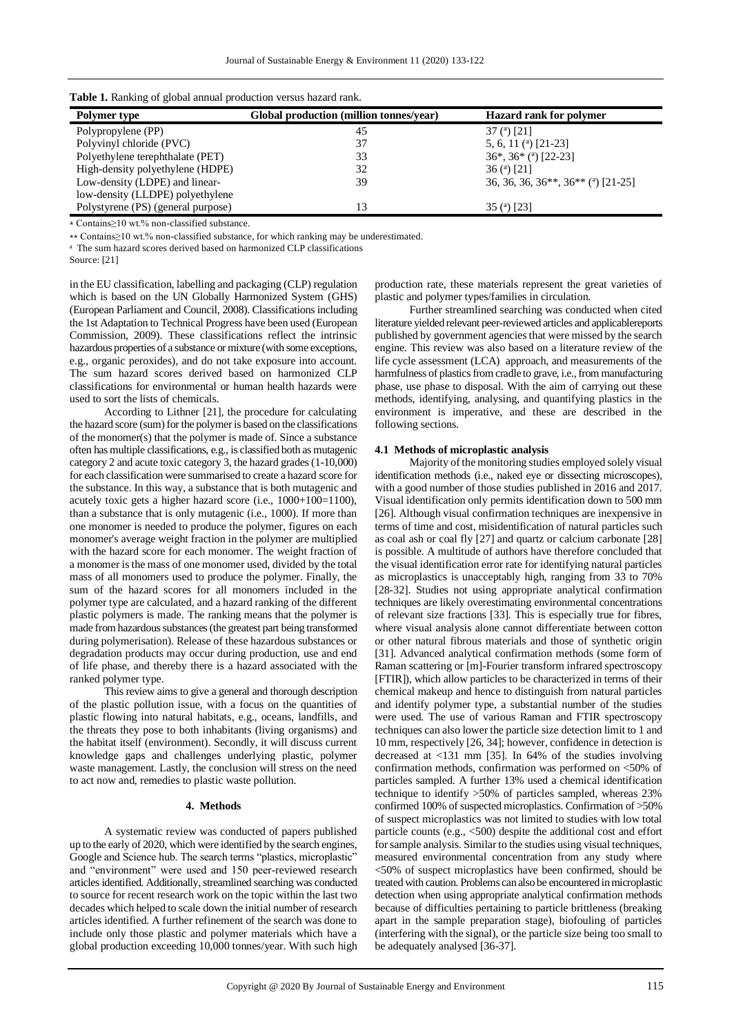**Table 1.** Ranking of global annual production versus hazard rank.

| Polymer type | Global production (million tonnes/year) | Hazard rank for polymer |
|---|---|---|
| Polypropylene (PP) | 45 | 37 ([a]) [21] |
| Polyvinyl chloride (PVC) | 37 | 5, 6, 11 ([a]) [21-23] |
| Polyethylene terephthalate (PET) | 33 | 36*, 36* ([a]) [22-23] |
| High-density polyethylene (HDPE) | 32 | 36 ([a]) [21] |
| Low-density (LDPE) and linear-low-density (LLDPE) polyethylene | 39 | 36, 36, 36, 36**, 36** ([a]) [21-25] |
| Polystyrene (PS) (general purpose) | 13 | 35 ([a]) [23] |

\* Contains≥10 wt.% non-classified substance.

\*\* Contains≥10 wt.% non-classified substance, for which ranking may be underestimated.

[a] The sum hazard scores derived based on harmonized CLP classifications

Source: [21]

in the EU classification, labelling and packaging (CLP) regulation which is based on the UN Globally Harmonized System (GHS) (European Parliament and Council, 2008). Classifications including the 1st Adaptation to Technical Progress have been used (European Commission, 2009). These classifications reflect the intrinsic hazardous properties of a substance or mixture (with some exceptions, e.g., organic peroxides), and do not take exposure into account. The sum hazard scores derived based on harmonized CLP classifications for environmental or human health hazards were used to sort the lists of chemicals.

According to Lithner [21], the procedure for calculating the hazard score (sum) for the polymer is based on the classifications of the monomer(s) that the polymer is made of. Since a substance often has multiple classifications, e.g., is classified both as mutagenic category 2 and acute toxic category 3, the hazard grades (1-10,000) for each classification were summarised to create a hazard score for the substance. In this way, a substance that is both mutagenic and acutely toxic gets a higher hazard score (i.e., 1000+100=1100), than a substance that is only mutagenic (i.e., 1000). If more than one monomer is needed to produce the polymer, figures on each monomer's average weight fraction in the polymer are multiplied with the hazard score for each monomer. The weight fraction of a monomer is the mass of one monomer used, divided by the total mass of all monomers used to produce the polymer. Finally, the sum of the hazard scores for all monomers included in the polymer type are calculated, and a hazard ranking of the different plastic polymers is made. The ranking means that the polymer is made from hazardous substances (the greatest part being transformed during polymerisation). Release of these hazardous substances or degradation products may occur during production, use and end of life phase, and thereby there is a hazard associated with the ranked polymer type.

This review aims to give a general and thorough description of the plastic pollution issue, with a focus on the quantities of plastic flowing into natural habitats, e.g., oceans, landfills, and the threats they pose to both inhabitants (living organisms) and the habitat itself (environment). Secondly, it will discuss current knowledge gaps and challenges underlying plastic, polymer waste management. Lastly, the conclusion will stress on the need to act now and, remedies to plastic waste pollution.

## 4. Methods

A systematic review was conducted of papers published up to the early of 2020, which were identified by the search engines, Google and Science hub. The search terms "plastics, microplastic" and "environment" were used and 150 peer-reviewed research articles identified. Additionally, streamlined searching was conducted to source for recent research work on the topic within the last two decades which helped to scale down the initial number of research articles identified. A further refinement of the search was done to include only those plastic and polymer materials which have a global production exceeding 10,000 tonnes/year. With such high production rate, these materials represent the great varieties of plastic and polymer types/families in circulation.

Further streamlined searching was conducted when cited literature yielded relevant peer-reviewed articles and applicable reports published by government agencies that were missed by the search engine. This review was also based on a literature review of the life cycle assessment (LCA) approach, and measurements of the harmfulness of plastics from cradle to grave, i.e., from manufacturing phase, use phase to disposal. With the aim of carrying out these methods, identifying, analysing, and quantifying plastics in the environment is imperative, and these are described in the following sections.

### 4.1 Methods of microplastic analysis

Majority of the monitoring studies employed solely visual identification methods (i.e., naked eye or dissecting microscopes), with a good number of those studies published in 2016 and 2017. Visual identification only permits identification down to 500 mm [26]. Although visual confirmation techniques are inexpensive in terms of time and cost, misidentification of natural particles such as coal ash or coal fly [27] and quartz or calcium carbonate [28] is possible. A multitude of authors have therefore concluded that the visual identification error rate for identifying natural particles as microplastics is unacceptably high, ranging from 33 to 70% [28-32]. Studies not using appropriate analytical confirmation techniques are likely overestimating environmental concentrations of relevant size fractions [33]. This is especially true for fibres, where visual analysis alone cannot differentiate between cotton or other natural fibrous materials and those of synthetic origin [31]. Advanced analytical confirmation methods (some form of Raman scattering or [m]-Fourier transform infrared spectroscopy [FTIR]), which allow particles to be characterized in terms of their chemical makeup and hence to distinguish from natural particles and identify polymer type, a substantial number of the studies were used. The use of various Raman and FTIR spectroscopy techniques can also lower the particle size detection limit to 1 and 10 mm, respectively [26, 34]; however, confidence in detection is decreased at <131 mm [35]. In 64% of the studies involving confirmation methods, confirmation was performed on <50% of particles sampled. A further 13% used a chemical identification technique to identify >50% of particles sampled, whereas 23% confirmed 100% of suspected microplastics. Confirmation of >50% of suspect microplastics was not limited to studies with low total particle counts (e.g., <500) despite the additional cost and effort for sample analysis. Similar to the studies using visual techniques, measured environmental concentration from any study where <50% of suspect microplastics have been confirmed, should be treated with caution. Problems can also be encountered in microplastic detection when using appropriate analytical confirmation methods because of difficulties pertaining to particle brittleness (breaking apart in the sample preparation stage), biofouling of particles (interfering with the signal), or the particle size being too small to be adequately analysed [36-37].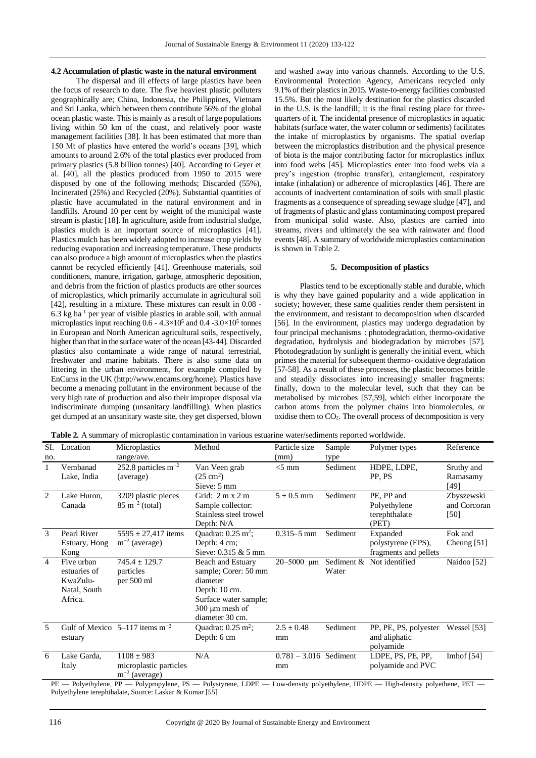### 4.2 Accumulation of plastic waste in the natural environment

The dispersal and ill effects of large plastics have been the focus of research to date. The five heaviest plastic polluters geographically are; China, Indonesia, the Philippines, Vietnam and Sri Lanka, which between them contribute 56% of the global ocean plastic waste. This is mainly as a result of large populations living within 50 km of the coast, and relatively poor waste management facilities [38]. It has been estimated that more than 150 Mt of plastics have entered the world's oceans [39], which amounts to around 2.6% of the total plastics ever produced from primary plastics (5.8 billion tonnes) [40]. According to Geyer et al. [40], all the plastics produced from 1950 to 2015 were disposed by one of the following methods; Discarded (55%), Incinerated (25%) and Recycled (20%). Substantial quantities of plastic have accumulated in the natural environment and in landfills. Around 10 per cent by weight of the municipal waste stream is plastic [18]. In agriculture, aside from industrial sludge, plastics mulch is an important source of microplastics [41]. Plastics mulch has been widely adopted to increase crop yields by reducing evaporation and increasing temperature. These products can also produce a high amount of microplastics when the plastics cannot be recycled efficiently [41]. Greenhouse materials, soil conditioners, manure, irrigation, garbage, atmospheric deposition, and debris from the friction of plastics products are other sources of microplastics, which primarily accumulate in agricultural soil [42], resulting in a mixture. These mixtures can result in 0.08 - 6.3 kg $ha^{-1}$ per year of visible plastics in arable soil, with annual microplastics input reaching 0.6 - $4.3 \times 10^5$ and 0.4 -$3.0 \times 10^5$ tonnes in European and North American agricultural soils, respectively, higher than that in the surface water of the ocean [43-44]. Discarded plastics also contaminate a wide range of natural terrestrial, freshwater and marine habitats. There is also some data on littering in the urban environment, for example compiled by EnCams in the UK (http://www.encams.org/home). Plastics have become a menacing pollutant in the environment because of the very high rate of production and also their improper disposal via indiscriminate dumping (unsanitary landfilling). When plastics get dumped at an unsanitary waste site, they get dispersed, blown and washed away into various channels. According to the U.S. Environmental Protection Agency, Americans recycled only 9.1% of their plastics in 2015. Waste-to-energy facilities combusted 15.5%. But the most likely destination for the plastics discarded in the U.S. is the landfill; it is the final resting place for three-quarters of it. The incidental presence of microplastics in aquatic habitats (surface water, the water column or sediments) facilitates the intake of microplastics by organisms. The spatial overlap between the microplastics distribution and the physical presence of biota is the major contributing factor for microplastics influx into food webs [45]. Microplastics enter into food webs via a prey's ingestion (trophic transfer), entanglement, respiratory intake (inhalation) or adherence of microplastics [46]. There are accounts of inadvertent contamination of soils with small plastic fragments as a consequence of spreading sewage sludge [47], and of fragments of plastic and glass contaminating compost prepared from municipal solid waste. Also, plastics are carried into streams, rivers and ultimately the sea with rainwater and flood events [48]. A summary of worldwide microplastics contamination is shown in Table 2.

## 5. Decomposition of plastics

Plastics tend to be exceptionally stable and durable, which is why they have gained popularity and a wide application in society; however, these same qualities render them persistent in the environment, and resistant to decomposition when discarded [56]. In the environment, plastics may undergo degradation by four principal mechanisms : photodegradation, thermo-oxidative degradation, hydrolysis and biodegradation by microbes [57]. Photodegradation by sunlight is generally the initial event, which primes the material for subsequent thermo- oxidative degradation [57-58]. As a result of these processes, the plastic becomes brittle and steadily dissociates into increasingly smaller fragments: finally, down to the molecular level, such that they can be metabolised by microbes [57,59], which either incorporate the carbon atoms from the polymer chains into biomolecules, or oxidise them to $CO_2$. The overall process of decomposition is very

**Table 2.** A summary of microplastic contamination in various estuarine water/sediments reported worldwide.

| SI. no. | Location | Microplastics range/ave. | Method | Particle size (mm) | Sample type | Polymer types | Reference |
|---|---|---|---|---|---|---|---|
| 1 | Vembanad Lake, India | 252.8 particles $m^{-2}$ (average) | Van Veen grab ($25\ cm^2$) Sieve: 5 mm | <5 mm | Sediment | HDPE, LDPE, PP, PS | Sruthy and Ramasamy [49] |
| 2 | Lake Huron, Canada | 3209 plastic pieces 85 $m^{-2}$ (total) | Grid: 2 m x 2 m Sample collector: Stainless steel trowel Depth: N/A | 5 ± 0.5 mm | Sediment | PE, PP and Polyethylene terephthalate (PET) | Zbyszewski and Corcoran [50] |
| 3 | Pearl River Estuary, Hong Kong | 5595 ± 27,417 items $m^{-2}$ (average) | Quadrat: 0.25 $m^2$; Depth: 4 cm; Sieve: 0.315 & 5 mm | 0.315–5 mm | Sediment | Expanded polystyrene (EPS), fragments and pellets | Fok and Cheung [51] |
| 4 | Five urban estuaries of KwaZulu-Natal, South Africa. | 745.4 ± 129.7 particles per 500 ml | Beach and Estuary sample; Corer: 50 mm diameter Depth: 10 cm. Surface water sample; 300 μm mesh of diameter 30 cm. | 20–5000 μm | Sediment & Water | Not identified | Naidoo [52] |
| 5 | Gulf of Mexico estuary | 5–117 items $m^{-2}$ | Quadrat: 0.25 $m^2$; Depth: 6 cm | 2.5 ± 0.48 mm | Sediment | PP, PE, PS, polyester and aliphatic polyamide | Wessel [53] |
| 6 | Lake Garda, Italy | 1108 ± 983 microplastic particles $m^{-2}$ (average) | N/A | 0.781 – 3.016 mm | Sediment | LDPE, PS, PE, PP, polyamide and PVC | Imhof [54] |

PE — Polyethylene, PP — Polypropylene, PS — Polystyrene, LDPE — Low-density polyethylene, HDPE — High-density polyethene, PET — Polyethylene terephthalate, Source: Laskar & Kumar [55]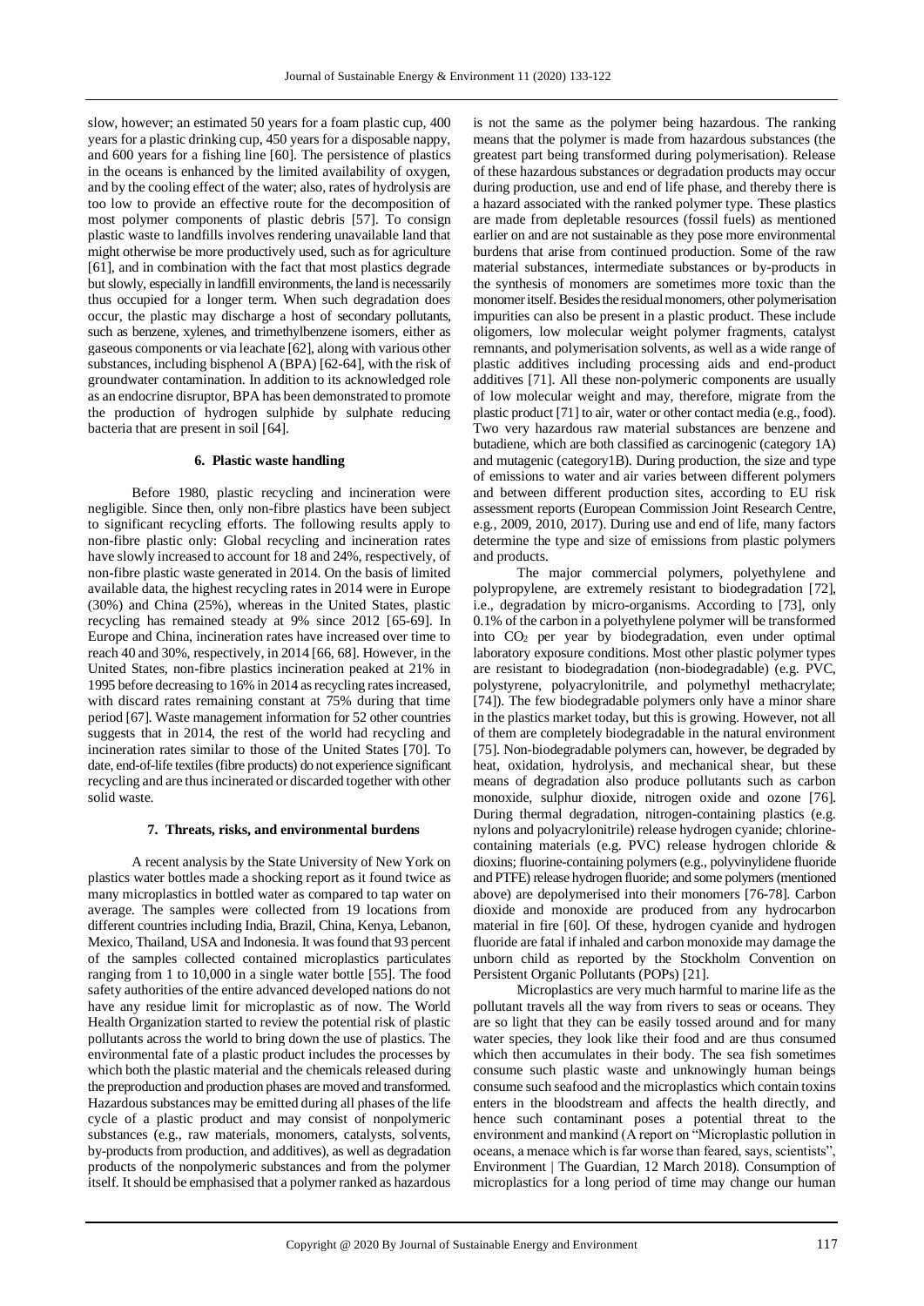slow, however; an estimated 50 years for a foam plastic cup, 400 years for a plastic drinking cup, 450 years for a disposable nappy, and 600 years for a fishing line [60]. The persistence of plastics in the oceans is enhanced by the limited availability of oxygen, and by the cooling effect of the water; also, rates of hydrolysis are too low to provide an effective route for the decomposition of most polymer components of plastic debris [57]. To consign plastic waste to landfills involves rendering unavailable land that might otherwise be more productively used, such as for agriculture [61], and in combination with the fact that most plastics degrade but slowly, especially in landfill environments, the land is necessarily thus occupied for a longer term. When such degradation does occur, the plastic may discharge a host of secondary pollutants, such as benzene, xylenes, and trimethylbenzene isomers, either as gaseous components or via leachate [62], along with various other substances, including bisphenol A (BPA) [62-64], with the risk of groundwater contamination. In addition to its acknowledged role as an endocrine disruptor, BPA has been demonstrated to promote the production of hydrogen sulphide by sulphate reducing bacteria that are present in soil [64].

## 6. Plastic waste handling

Before 1980, plastic recycling and incineration were negligible. Since then, only non-fibre plastics have been subject to significant recycling efforts. The following results apply to non-fibre plastic only: Global recycling and incineration rates have slowly increased to account for 18 and 24%, respectively, of non-fibre plastic waste generated in 2014. On the basis of limited available data, the highest recycling rates in 2014 were in Europe (30%) and China (25%), whereas in the United States, plastic recycling has remained steady at 9% since 2012 [65-69]. In Europe and China, incineration rates have increased over time to reach 40 and 30%, respectively, in 2014 [66, 68]. However, in the United States, non-fibre plastics incineration peaked at 21% in 1995 before decreasing to 16% in 2014 as recycling rates increased, with discard rates remaining constant at 75% during that time period [67]. Waste management information for 52 other countries suggests that in 2014, the rest of the world had recycling and incineration rates similar to those of the United States [70]. To date, end-of-life textiles (fibre products) do not experience significant recycling and are thus incinerated or discarded together with other solid waste.

## 7. Threats, risks, and environmental burdens

A recent analysis by the State University of New York on plastics water bottles made a shocking report as it found twice as many microplastics in bottled water as compared to tap water on average. The samples were collected from 19 locations from different countries including India, Brazil, China, Kenya, Lebanon, Mexico, Thailand, USA and Indonesia. It was found that 93 percent of the samples collected contained microplastics particulates ranging from 1 to 10,000 in a single water bottle [55]. The food safety authorities of the entire advanced developed nations do not have any residue limit for microplastic as of now. The World Health Organization started to review the potential risk of plastic pollutants across the world to bring down the use of plastics. The environmental fate of a plastic product includes the processes by which both the plastic material and the chemicals released during the preproduction and production phases are moved and transformed. Hazardous substances may be emitted during all phases of the life cycle of a plastic product and may consist of nonpolymeric substances (e.g., raw materials, monomers, catalysts, solvents, by-products from production, and additives), as well as degradation products of the nonpolymeric substances and from the polymer itself. It should be emphasised that a polymer ranked as hazardous is not the same as the polymer being hazardous. The ranking means that the polymer is made from hazardous substances (the greatest part being transformed during polymerisation). Release of these hazardous substances or degradation products may occur during production, use and end of life phase, and thereby there is a hazard associated with the ranked polymer type. These plastics are made from depletable resources (fossil fuels) as mentioned earlier on and are not sustainable as they pose more environmental burdens that arise from continued production. Some of the raw material substances, intermediate substances or by-products in the synthesis of monomers are sometimes more toxic than the monomer itself. Besides the residual monomers, other polymerisation impurities can also be present in a plastic product. These include oligomers, low molecular weight polymer fragments, catalyst remnants, and polymerisation solvents, as well as a wide range of plastic additives including processing aids and end-product additives [71]. All these non-polymeric components are usually of low molecular weight and may, therefore, migrate from the plastic product [71] to air, water or other contact media (e.g., food). Two very hazardous raw material substances are benzene and butadiene, which are both classified as carcinogenic (category 1A) and mutagenic (category1B). During production, the size and type of emissions to water and air varies between different polymers and between different production sites, according to EU risk assessment reports (European Commission Joint Research Centre, e.g., 2009, 2010, 2017). During use and end of life, many factors determine the type and size of emissions from plastic polymers and products.

The major commercial polymers, polyethylene and polypropylene, are extremely resistant to biodegradation [72], i.e., degradation by micro-organisms. According to [73], only 0.1% of the carbon in a polyethylene polymer will be transformed into $CO_2$ per year by biodegradation, even under optimal laboratory exposure conditions. Most other plastic polymer types are resistant to biodegradation (non-biodegradable) (e.g. PVC, polystyrene, polyacrylonitrile, and polymethyl methacrylate; [74]). The few biodegradable polymers only have a minor share in the plastics market today, but this is growing. However, not all of them are completely biodegradable in the natural environment [75]. Non-biodegradable polymers can, however, be degraded by heat, oxidation, hydrolysis, and mechanical shear, but these means of degradation also produce pollutants such as carbon monoxide, sulphur dioxide, nitrogen oxide and ozone [76]. During thermal degradation, nitrogen-containing plastics (e.g. nylons and polyacrylonitrile) release hydrogen cyanide; chlorine-containing materials (e.g. PVC) release hydrogen chloride & dioxins; fluorine-containing polymers (e.g., polyvinylidene fluoride and PTFE) release hydrogen fluoride; and some polymers (mentioned above) are depolymerised into their monomers [76-78]. Carbon dioxide and monoxide are produced from any hydrocarbon material in fire [60]. Of these, hydrogen cyanide and hydrogen fluoride are fatal if inhaled and carbon monoxide may damage the unborn child as reported by the Stockholm Convention on Persistent Organic Pollutants (POPs) [21].

Microplastics are very much harmful to marine life as the pollutant travels all the way from rivers to seas or oceans. They are so light that they can be easily tossed around and for many water species, they look like their food and are thus consumed which then accumulates in their body. The sea fish sometimes consume such plastic waste and unknowingly human beings consume such seafood and the microplastics which contain toxins enters in the bloodstream and affects the health directly, and hence such contaminant poses a potential threat to the environment and mankind (A report on "Microplastic pollution in oceans, a menace which is far worse than feared, says, scientists", Environment | The Guardian, 12 March 2018). Consumption of microplastics for a long period of time may change our human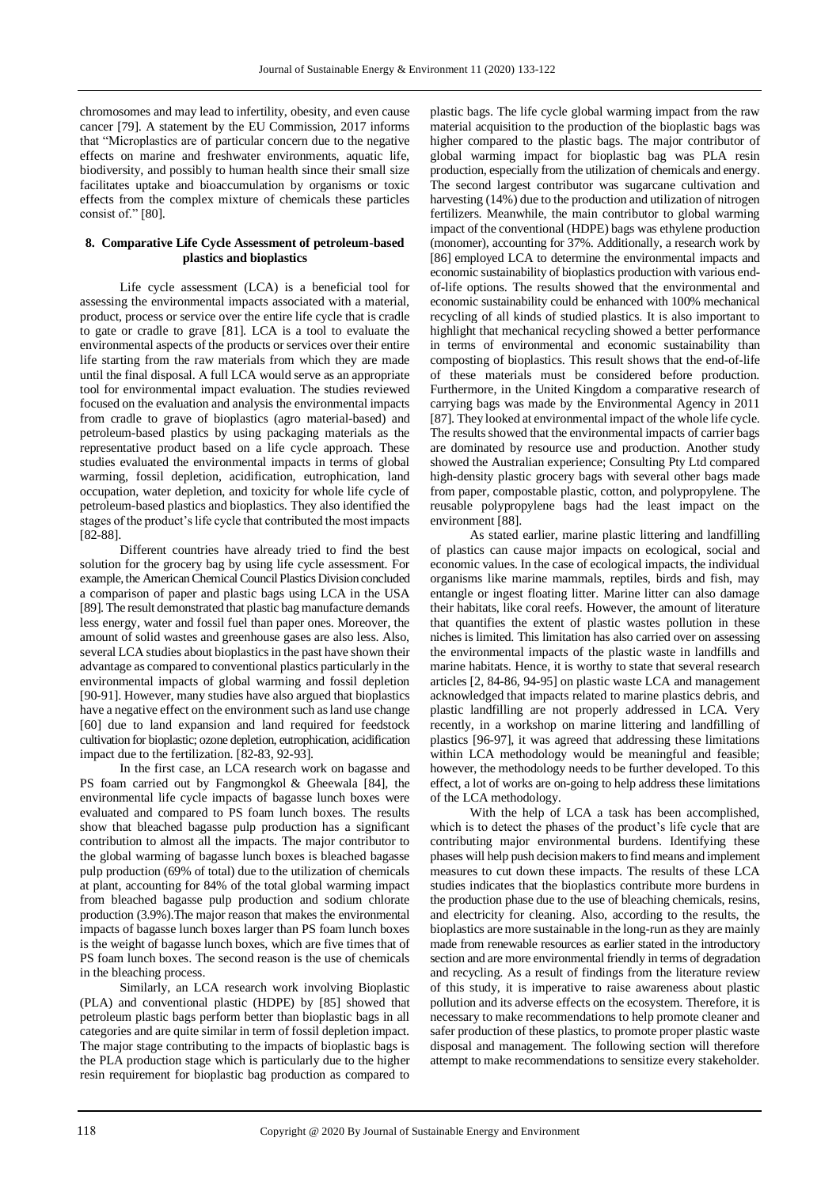chromosomes and may lead to infertility, obesity, and even cause cancer [79]. A statement by the EU Commission, 2017 informs that "Microplastics are of particular concern due to the negative effects on marine and freshwater environments, aquatic life, biodiversity, and possibly to human health since their small size facilitates uptake and bioaccumulation by organisms or toxic effects from the complex mixture of chemicals these particles consist of." [80].

## 8. Comparative Life Cycle Assessment of petroleum-based plastics and bioplastics

Life cycle assessment (LCA) is a beneficial tool for assessing the environmental impacts associated with a material, product, process or service over the entire life cycle that is cradle to gate or cradle to grave [81]. LCA is a tool to evaluate the environmental aspects of the products or services over their entire life starting from the raw materials from which they are made until the final disposal. A full LCA would serve as an appropriate tool for environmental impact evaluation. The studies reviewed focused on the evaluation and analysis the environmental impacts from cradle to grave of bioplastics (agro material-based) and petroleum-based plastics by using packaging materials as the representative product based on a life cycle approach. These studies evaluated the environmental impacts in terms of global warming, fossil depletion, acidification, eutrophication, land occupation, water depletion, and toxicity for whole life cycle of petroleum-based plastics and bioplastics. They also identified the stages of the product's life cycle that contributed the most impacts [82-88].

Different countries have already tried to find the best solution for the grocery bag by using life cycle assessment. For example, the American Chemical Council Plastics Division concluded a comparison of paper and plastic bags using LCA in the USA [89]. The result demonstrated that plastic bag manufacture demands less energy, water and fossil fuel than paper ones. Moreover, the amount of solid wastes and greenhouse gases are also less. Also, several LCA studies about bioplastics in the past have shown their advantage as compared to conventional plastics particularly in the environmental impacts of global warming and fossil depletion [90-91]. However, many studies have also argued that bioplastics have a negative effect on the environment such as land use change [60] due to land expansion and land required for feedstock cultivation for bioplastic; ozone depletion, eutrophication, acidification impact due to the fertilization. [82-83, 92-93].

In the first case, an LCA research work on bagasse and PS foam carried out by Fangmongkol & Gheewala [84], the environmental life cycle impacts of bagasse lunch boxes were evaluated and compared to PS foam lunch boxes. The results show that bleached bagasse pulp production has a significant contribution to almost all the impacts. The major contributor to the global warming of bagasse lunch boxes is bleached bagasse pulp production (69% of total) due to the utilization of chemicals at plant, accounting for 84% of the total global warming impact from bleached bagasse pulp production and sodium chlorate production (3.9%).The major reason that makes the environmental impacts of bagasse lunch boxes larger than PS foam lunch boxes is the weight of bagasse lunch boxes, which are five times that of PS foam lunch boxes. The second reason is the use of chemicals in the bleaching process.

Similarly, an LCA research work involving Bioplastic (PLA) and conventional plastic (HDPE) by [85] showed that petroleum plastic bags perform better than bioplastic bags in all categories and are quite similar in term of fossil depletion impact. The major stage contributing to the impacts of bioplastic bags is the PLA production stage which is particularly due to the higher resin requirement for bioplastic bag production as compared to plastic bags. The life cycle global warming impact from the raw material acquisition to the production of the bioplastic bags was higher compared to the plastic bags. The major contributor of global warming impact for bioplastic bag was PLA resin production, especially from the utilization of chemicals and energy. The second largest contributor was sugarcane cultivation and harvesting (14%) due to the production and utilization of nitrogen fertilizers. Meanwhile, the main contributor to global warming impact of the conventional (HDPE) bags was ethylene production (monomer), accounting for 37%. Additionally, a research work by [86] employed LCA to determine the environmental impacts and economic sustainability of bioplastics production with various end-of-life options. The results showed that the environmental and economic sustainability could be enhanced with 100% mechanical recycling of all kinds of studied plastics. It is also important to highlight that mechanical recycling showed a better performance in terms of environmental and economic sustainability than composting of bioplastics. This result shows that the end-of-life of these materials must be considered before production. Furthermore, in the United Kingdom a comparative research of carrying bags was made by the Environmental Agency in 2011 [87]. They looked at environmental impact of the whole life cycle. The results showed that the environmental impacts of carrier bags are dominated by resource use and production. Another study showed the Australian experience; Consulting Pty Ltd compared high-density plastic grocery bags with several other bags made from paper, compostable plastic, cotton, and polypropylene. The reusable polypropylene bags had the least impact on the environment [88].

As stated earlier, marine plastic littering and landfilling of plastics can cause major impacts on ecological, social and economic values. In the case of ecological impacts, the individual organisms like marine mammals, reptiles, birds and fish, may entangle or ingest floating litter. Marine litter can also damage their habitats, like coral reefs. However, the amount of literature that quantifies the extent of plastic wastes pollution in these niches is limited. This limitation has also carried over on assessing the environmental impacts of the plastic waste in landfills and marine habitats. Hence, it is worthy to state that several research articles [2, 84-86, 94-95] on plastic waste LCA and management acknowledged that impacts related to marine plastics debris, and plastic landfilling are not properly addressed in LCA. Very recently, in a workshop on marine littering and landfilling of plastics [96-97], it was agreed that addressing these limitations within LCA methodology would be meaningful and feasible; however, the methodology needs to be further developed. To this effect, a lot of works are on-going to help address these limitations of the LCA methodology.

With the help of LCA a task has been accomplished, which is to detect the phases of the product's life cycle that are contributing major environmental burdens. Identifying these phases will help push decision makers to find means and implement measures to cut down these impacts. The results of these LCA studies indicates that the bioplastics contribute more burdens in the production phase due to the use of bleaching chemicals, resins, and electricity for cleaning. Also, according to the results, the bioplastics are more sustainable in the long-run as they are mainly made from renewable resources as earlier stated in the introductory section and are more environmental friendly in terms of degradation and recycling. As a result of findings from the literature review of this study, it is imperative to raise awareness about plastic pollution and its adverse effects on the ecosystem. Therefore, it is necessary to make recommendations to help promote cleaner and safer production of these plastics, to promote proper plastic waste disposal and management. The following section will therefore attempt to make recommendations to sensitize every stakeholder.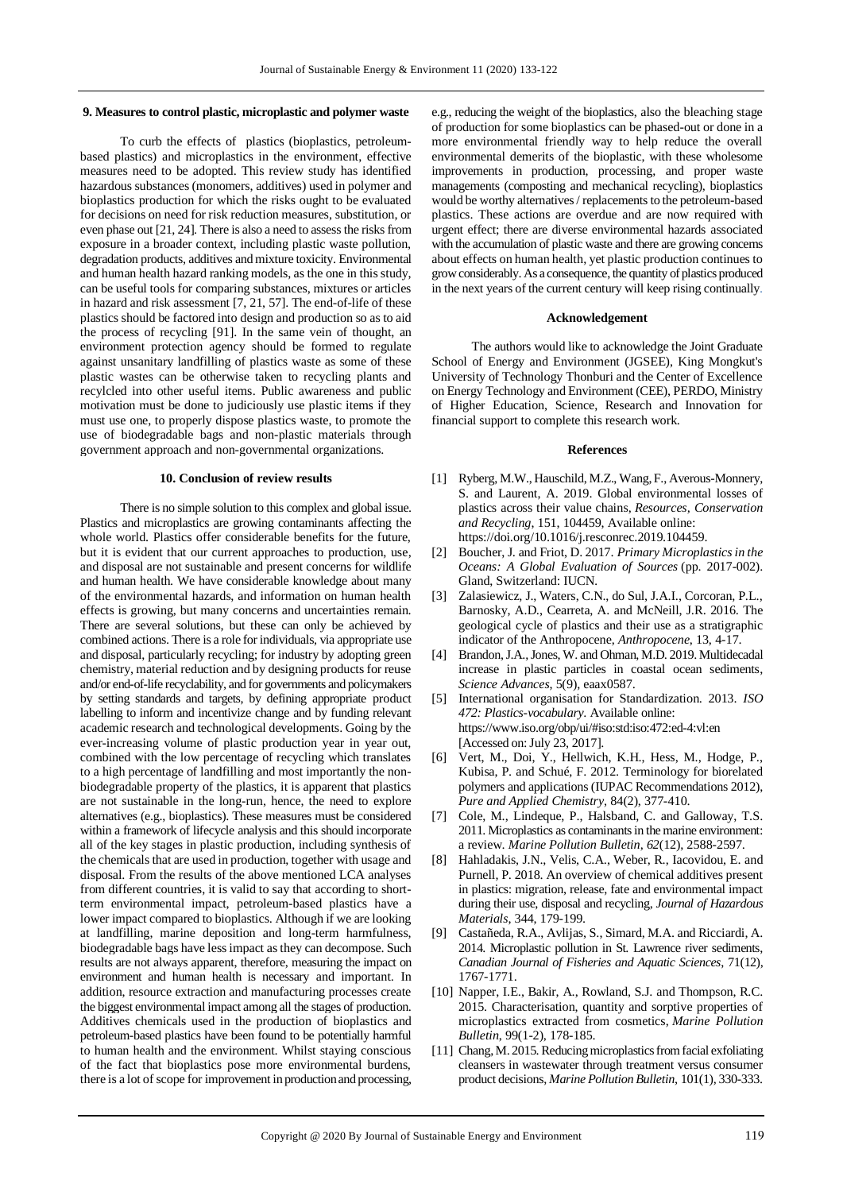## 9. Measures to control plastic, microplastic and polymer waste

To curb the effects of plastics (bioplastics, petroleum-based plastics) and microplastics in the environment, effective measures need to be adopted. This review study has identified hazardous substances (monomers, additives) used in polymer and bioplastics production for which the risks ought to be evaluated for decisions on need for risk reduction measures, substitution, or even phase out [21, 24]. There is also a need to assess the risks from exposure in a broader context, including plastic waste pollution, degradation products, additives and mixture toxicity. Environmental and human health hazard ranking models, as the one in this study, can be useful tools for comparing substances, mixtures or articles in hazard and risk assessment [7, 21, 57]. The end-of-life of these plastics should be factored into design and production so as to aid the process of recycling [91]. In the same vein of thought, an environment protection agency should be formed to regulate against unsanitary landfilling of plastics waste as some of these plastic wastes can be otherwise taken to recycling plants and recylcled into other useful items. Public awareness and public motivation must be done to judiciously use plastic items if they must use one, to properly dispose plastics waste, to promote the use of biodegradable bags and non-plastic materials through government approach and non-governmental organizations.

## 10. Conclusion of review results

There is no simple solution to this complex and global issue. Plastics and microplastics are growing contaminants affecting the whole world. Plastics offer considerable benefits for the future, but it is evident that our current approaches to production, use, and disposal are not sustainable and present concerns for wildlife and human health. We have considerable knowledge about many of the environmental hazards, and information on human health effects is growing, but many concerns and uncertainties remain. There are several solutions, but these can only be achieved by combined actions. There is a role for individuals, via appropriate use and disposal, particularly recycling; for industry by adopting green chemistry, material reduction and by designing products for reuse and/or end-of-life recyclability, and for governments and policymakers by setting standards and targets, by defining appropriate product labelling to inform and incentivize change and by funding relevant academic research and technological developments. Going by the ever-increasing volume of plastic production year in year out, combined with the low percentage of recycling which translates to a high percentage of landfilling and most importantly the non-biodegradable property of the plastics, it is apparent that plastics are not sustainable in the long-run, hence, the need to explore alternatives (e.g., bioplastics). These measures must be considered within a framework of lifecycle analysis and this should incorporate all of the key stages in plastic production, including synthesis of the chemicals that are used in production, together with usage and disposal. From the results of the above mentioned LCA analyses from different countries, it is valid to say that according to short-term environmental impact, petroleum-based plastics have a lower impact compared to bioplastics. Although if we are looking at landfilling, marine deposition and long-term harmfulness, biodegradable bags have less impact as they can decompose. Such results are not always apparent, therefore, measuring the impact on environment and human health is necessary and important. In addition, resource extraction and manufacturing processes create the biggest environmental impact among all the stages of production. Additives chemicals used in the production of bioplastics and petroleum-based plastics have been found to be potentially harmful to human health and the environment. Whilst staying conscious of the fact that bioplastics pose more environmental burdens, there is a lot of scope for improvement in production and processing, e.g., reducing the weight of the bioplastics, also the bleaching stage of production for some bioplastics can be phased-out or done in a more environmental friendly way to help reduce the overall environmental demerits of the bioplastic, with these wholesome improvements in production, processing, and proper waste managements (composting and mechanical recycling), bioplastics would be worthy alternatives / replacements to the petroleum-based plastics. These actions are overdue and are now required with urgent effect; there are diverse environmental hazards associated with the accumulation of plastic waste and there are growing concerns about effects on human health, yet plastic production continues to grow considerably. As a consequence, the quantity of plastics produced in the next years of the current century will keep rising continually.

## Acknowledgement

The authors would like to acknowledge the Joint Graduate School of Energy and Environment (JGSEE), King Mongkut's University of Technology Thonburi and the Center of Excellence on Energy Technology and Environment (CEE), PERDO, Ministry of Higher Education, Science, Research and Innovation for financial support to complete this research work.

## References

[1] Ryberg, M.W., Hauschild, M.Z., Wang, F., Averous-Monnery, S. and Laurent, A. 2019. Global environmental losses of plastics across their value chains, *Resources, Conservation and Recycling*, 151, 104459, Available online: https://doi.org/10.1016/j.resconrec.2019.104459.

[2] Boucher, J. and Friot, D. 2017. *Primary Microplastics in the Oceans: A Global Evaluation of Sources* (pp. 2017-002). Gland, Switzerland: IUCN.

[3] Zalasiewicz, J., Waters, C.N., do Sul, J.A.I., Corcoran, P.L., Barnosky, A.D., Cearreta, A. and McNeill, J.R. 2016. The geological cycle of plastics and their use as a stratigraphic indicator of the Anthropocene, *Anthropocene*, 13, 4-17.

[4] Brandon, J.A., Jones, W. and Ohman, M.D. 2019. Multidecadal increase in plastic particles in coastal ocean sediments, *Science Advances*, 5(9), eaax0587.

[5] International organisation for Standardization. 2013. *ISO 472: Plastics-vocabulary.* Available online: https://www.iso.org/obp/ui/#iso:std:iso:472:ed-4:vl:en [Accessed on: July 23, 2017].

[6] Vert, M., Doi, Y., Hellwich, K.H., Hess, M., Hodge, P., Kubisa, P. and Schué, F. 2012. Terminology for biorelated polymers and applications (IUPAC Recommendations 2012), *Pure and Applied Chemistry*, 84(2), 377-410.

[7] Cole, M., Lindeque, P., Halsband, C. and Galloway, T.S. 2011. Microplastics as contaminants in the marine environment: a review. *Marine Pollution Bulletin*, *62*(12), 2588-2597.

[8] Hahladakis, J.N., Velis, C.A., Weber, R., Iacovidou, E. and Purnell, P. 2018. An overview of chemical additives present in plastics: migration, release, fate and environmental impact during their use, disposal and recycling, *Journal of Hazardous Materials*, 344, 179-199.

[9] Castañeda, R.A., Avlijas, S., Simard, M.A. and Ricciardi, A. 2014. Microplastic pollution in St. Lawrence river sediments, *Canadian Journal of Fisheries and Aquatic Sciences*, 71(12), 1767-1771.

[10] Napper, I.E., Bakir, A., Rowland, S.J. and Thompson, R.C. 2015. Characterisation, quantity and sorptive properties of microplastics extracted from cosmetics, *Marine Pollution Bulletin*, 99(1-2), 178-185.

[11] Chang, M. 2015. Reducing microplastics from facial exfoliating cleansers in wastewater through treatment versus consumer product decisions, *Marine Pollution Bulletin*, 101(1), 330-333.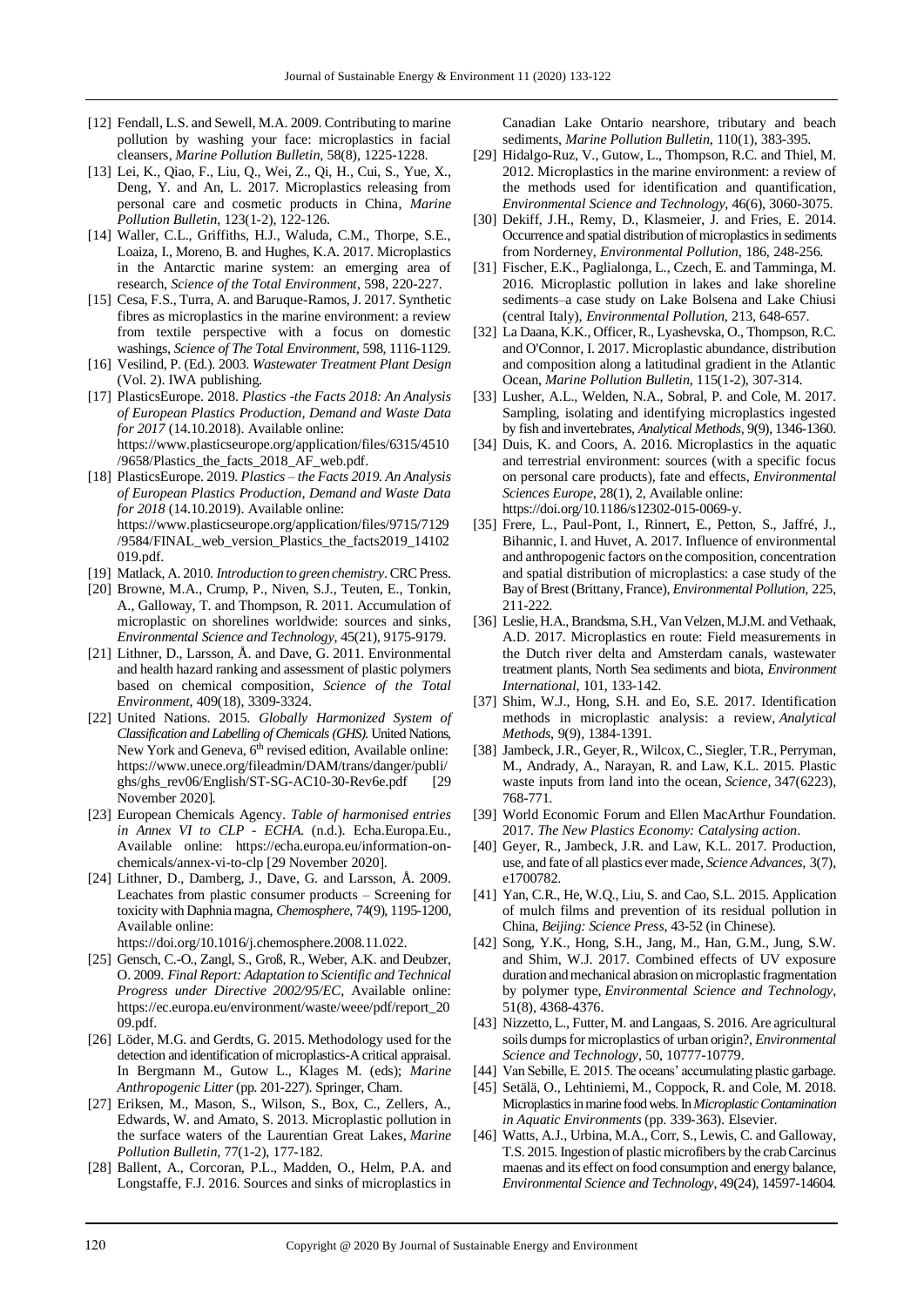[12] Fendall, L.S. and Sewell, M.A. 2009. Contributing to marine pollution by washing your face: microplastics in facial cleansers, *Marine Pollution Bulletin*, 58(8), 1225-1228.

[13] Lei, K., Qiao, F., Liu, Q., Wei, Z., Qi, H., Cui, S., Yue, X., Deng, Y. and An, L. 2017. Microplastics releasing from personal care and cosmetic products in China, *Marine Pollution Bulletin*, 123(1-2), 122-126.

[14] Waller, C.L., Griffiths, H.J., Waluda, C.M., Thorpe, S.E., Loaiza, I., Moreno, B. and Hughes, K.A. 2017. Microplastics in the Antarctic marine system: an emerging area of research, *Science of the Total Environment*, 598, 220-227.

[15] Cesa, F.S., Turra, A. and Baruque-Ramos, J. 2017. Synthetic fibres as microplastics in the marine environment: a review from textile perspective with a focus on domestic washings, *Science of The Total Environment*, 598, 1116-1129.

[16] Vesilind, P. (Ed.). 2003. *Wastewater Treatment Plant Design* (Vol. 2). IWA publishing.

[17] PlasticsEurope. 2018. *Plastics -the Facts 2018: An Analysis of European Plastics Production, Demand and Waste Data for 2017* (14.10.2018). Available online: https://www.plasticseurope.org/application/files/6315/4510/9658/Plastics_the_facts_2018_AF_web.pdf.

[18] PlasticsEurope. 2019. *Plastics – the Facts 2019. An Analysis of European Plastics Production, Demand and Waste Data for 2018* (14.10.2019). Available online: https://www.plasticseurope.org/application/files/9715/7129/9584/FINAL_web_version_Plastics_the_facts2019_14102019.pdf.

[19] Matlack, A. 2010. *Introduction to green chemistry*. CRC Press.

[20] Browne, M.A., Crump, P., Niven, S.J., Teuten, E., Tonkin, A., Galloway, T. and Thompson, R. 2011. Accumulation of microplastic on shorelines worldwide: sources and sinks, *Environmental Science and Technology*, 45(21), 9175-9179.

[21] Lithner, D., Larsson, Å. and Dave, G. 2011. Environmental and health hazard ranking and assessment of plastic polymers based on chemical composition, *Science of the Total Environment*, 409(18), 3309-3324.

[22] United Nations. 2015. *Globally Harmonized System of Classification and Labelling of Chemicals (GHS).* United Nations, New York and Geneva, 6th revised edition, Available online: https://www.unece.org/fileadmin/DAM/trans/danger/publi/ghs/ghs_rev06/English/ST-SG-AC10-30-Rev6e.pdf [29 November 2020].

[23] European Chemicals Agency. *Table of harmonised entries in Annex VI to CLP - ECHA.* (n.d.). Echa.Europa.Eu., Available online: https://echa.europa.eu/information-on-chemicals/annex-vi-to-clp [29 November 2020].

[24] Lithner, D., Damberg, J., Dave, G. and Larsson, Å. 2009. Leachates from plastic consumer products – Screening for toxicity with Daphnia magna, *Chemosphere*, 74(9), 1195-1200, Available online: https://doi.org/10.1016/j.chemosphere.2008.11.022.

[25] Gensch, C.-O., Zangl, S., Groß, R., Weber, A.K. and Deubzer, O. 2009. *Final Report: Adaptation to Scientific and Technical Progress under Directive 2002/95/EC*, Available online: https://ec.europa.eu/environment/waste/weee/pdf/report_2009.pdf.

[26] Löder, M.G. and Gerdts, G. 2015. Methodology used for the detection and identification of microplastics-A critical appraisal. In Bergmann M., Gutow L., Klages M. (eds); *Marine Anthropogenic Litter* (pp. 201-227). Springer, Cham.

[27] Eriksen, M., Mason, S., Wilson, S., Box, C., Zellers, A., Edwards, W. and Amato, S. 2013. Microplastic pollution in the surface waters of the Laurentian Great Lakes, *Marine Pollution Bulletin*, 77(1-2), 177-182.

[28] Ballent, A., Corcoran, P.L., Madden, O., Helm, P.A. and Longstaffe, F.J. 2016. Sources and sinks of microplastics in Canadian Lake Ontario nearshore, tributary and beach sediments, *Marine Pollution Bulletin*, 110(1), 383-395.

[29] Hidalgo-Ruz, V., Gutow, L., Thompson, R.C. and Thiel, M. 2012. Microplastics in the marine environment: a review of the methods used for identification and quantification, *Environmental Science and Technology*, 46(6), 3060-3075.

[30] Dekiff, J.H., Remy, D., Klasmeier, J. and Fries, E. 2014. Occurrence and spatial distribution of microplastics in sediments from Norderney, *Environmental Pollution*, 186, 248-256.

[31] Fischer, E.K., Paglialonga, L., Czech, E. and Tamminga, M. 2016. Microplastic pollution in lakes and lake shoreline sediments–a case study on Lake Bolsena and Lake Chiusi (central Italy), *Environmental Pollution*, 213, 648-657.

[32] La Daana, K.K., Officer, R., Lyashevska, O., Thompson, R.C. and O'Connor, I. 2017. Microplastic abundance, distribution and composition along a latitudinal gradient in the Atlantic Ocean, *Marine Pollution Bulletin*, 115(1-2), 307-314.

[33] Lusher, A.L., Welden, N.A., Sobral, P. and Cole, M. 2017. Sampling, isolating and identifying microplastics ingested by fish and invertebrates, *Analytical Methods*, 9(9), 1346-1360.

[34] Duis, K. and Coors, A. 2016. Microplastics in the aquatic and terrestrial environment: sources (with a specific focus on personal care products), fate and effects, *Environmental Sciences Europe*, 28(1), 2, Available online: https://doi.org/10.1186/s12302-015-0069-y.

[35] Frere, L., Paul-Pont, I., Rinnert, E., Petton, S., Jaffré, J., Bihannic, I. and Huvet, A. 2017. Influence of environmental and anthropogenic factors on the composition, concentration and spatial distribution of microplastics: a case study of the Bay of Brest (Brittany, France), *Environmental Pollution*, 225, 211-222.

[36] Leslie, H.A., Brandsma, S.H., Van Velzen, M.J.M. and Vethaak, A.D. 2017. Microplastics en route: Field measurements in the Dutch river delta and Amsterdam canals, wastewater treatment plants, North Sea sediments and biota, *Environment International*, 101, 133-142.

[37] Shim, W.J., Hong, S.H. and Eo, S.E. 2017. Identification methods in microplastic analysis: a review, *Analytical Methods*, 9(9), 1384-1391.

[38] Jambeck, J.R., Geyer, R., Wilcox, C., Siegler, T.R., Perryman, M., Andrady, A., Narayan, R. and Law, K.L. 2015. Plastic waste inputs from land into the ocean, *Science*, 347(6223), 768-771.

[39] World Economic Forum and Ellen MacArthur Foundation. 2017. *The New Plastics Economy: Catalysing action*.

[40] Geyer, R., Jambeck, J.R. and Law, K.L. 2017. Production, use, and fate of all plastics ever made, *Science Advances*, 3(7), e1700782.

[41] Yan, C.R., He, W.Q., Liu, S. and Cao, S.L. 2015. Application of mulch films and prevention of its residual pollution in China, *Beijing: Science Press*, 43-52 (in Chinese).

[42] Song, Y.K., Hong, S.H., Jang, M., Han, G.M., Jung, S.W. and Shim, W.J. 2017. Combined effects of UV exposure duration and mechanical abrasion on microplastic fragmentation by polymer type, *Environmental Science and Technology*, 51(8), 4368-4376.

[43] Nizzetto, L., Futter, M. and Langaas, S. 2016. Are agricultural soils dumps for microplastics of urban origin?, *Environmental Science and Technology*, 50, 10777-10779.

[44] Van Sebille, E. 2015. The oceans' accumulating plastic garbage.

[45] Setälä, O., Lehtiniemi, M., Coppock, R. and Cole, M. 2018. Microplastics in marine food webs. In *Microplastic Contamination in Aquatic Environments* (pp. 339-363). Elsevier.

[46] Watts, A.J., Urbina, M.A., Corr, S., Lewis, C. and Galloway, T.S. 2015. Ingestion of plastic microfibers by the crab Carcinus maenas and its effect on food consumption and energy balance, *Environmental Science and Technology*, 49(24), 14597-14604.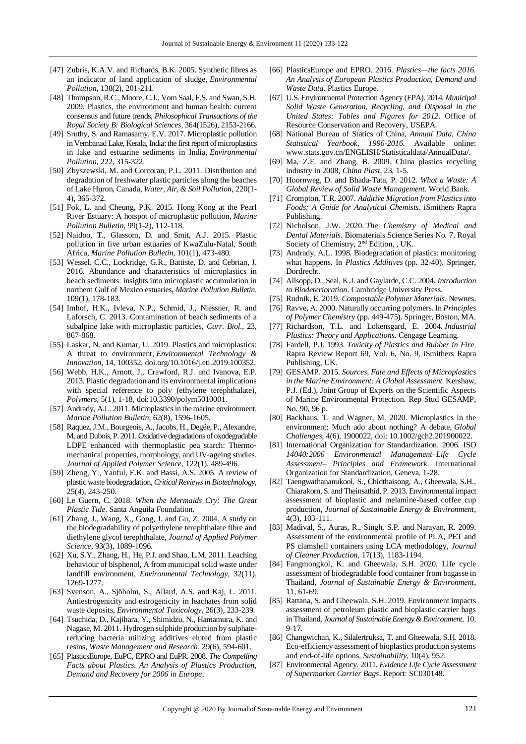[47] Zubris, K.A.V. and Richards, B.K. 2005. Synthetic fibres as an indicator of land application of sludge, *Environmental Pollution*, 138(2), 201-211.

[48] Thompson, R.C., Moore, C.J., Vom Saal, F.S. and Swan, S.H. 2009. Plastics, the environment and human health: current consensus and future trends, *Philosophical Transactions of the Royal Society B: Biological Sciences*, 364(1526), 2153-2166.

[49] Sruthy, S. and Ramasamy, E.V. 2017. Microplastic pollution in Vembanad Lake, Kerala, India: the first report of microplastics in lake and estuarine sediments in India, *Environmental Pollution*, 222, 315-322.

[50] Zbyszewski, M. and Corcoran, P.L. 2011. Distribution and degradation of freshwater plastic particles along the beaches of Lake Huron, Canada, *Water, Air, & Soil Pollution*, 220(1-4), 365-372.

[51] Fok, L. and Cheung, P.K. 2015. Hong Kong at the Pearl River Estuary: A hotspot of microplastic pollution, *Marine Pollution Bulletin*, 99(1-2), 112-118.

[52] Naidoo, T., Glassom, D. and Smit, A.J. 2015. Plastic pollution in five urban estuaries of KwaZulu-Natal, South Africa, *Marine Pollution Bulletin*, 101(1), 473-480.

[53] Wessel, C.C., Lockridge, G.R., Battiste, D. and Cebrian, J. 2016. Abundance and characteristics of microplastics in beach sediments: insights into microplastic accumulation in northern Gulf of Mexico estuaries, *Marine Pollution Bulletin*, 109(1), 178-183.

[54] Imhof, H.K., Ivleva, N.P., Schmid, J., Niessner, R. and Laforsch, C. 2013. Contamination of beach sediments of a subalpine lake with microplastic particles, *Curr. Biol.*, 23, 867-868.

[55] Laskar, N. and Kumar, U. 2019. Plastics and microplastics: A threat to environment, *Environmental Technology & Innovation*, 14, 100352, doi.org/10.1016/j.eti.2019.100352.

[56] Webb, H.K., Arnott, J., Crawford, R.J. and Ivanova, E.P. 2013. Plastic degradation and its environmental implications with special reference to poly (ethylene terephthalate), *Polymers*, 5(1), 1-18, doi:10.3390/polym5010001.

[57] Andrady, A.L. 2011. Microplastics in the marine environment, *Marine Pollution Bulletin*, 62(8), 1596-1605.

[58] Raquez, J.M., Bourgeois, A., Jacobs, H., Degée, P., Alexandre, M. and Dubois, P. 2011. Oxidative degradations of oxodegradable LDPE enhanced with thermoplastic pea starch: Thermo-mechanical properties, morphology, and UV-ageing studies, *Journal of Applied Polymer Science*, 122(1), 489-496.

[59] Zheng, Y., Yanful, E.K. and Bassi, A.S. 2005. A review of plastic waste biodegradation, *Critical Reviews in Biotechnology*, 25(4), 243-250.

[60] Le Guern, C. 2018. *When the Mermaids Cry: The Great Plastic Tide*. Santa Anguila Foundation.

[61] Zhang, J., Wang, X., Gong, J. and Gu, Z. 2004. A study on the biodegradability of polyethylene terephthalate fibre and diethylene glycol terephthalate, *Journal of Applied Polymer Science*, 93(3), 1089-1096.

[62] Xu, S.Y., Zhang, H., He, P.J. and Shao, L.M. 2011. Leaching behaviour of bisphenol, A from municipal solid waste under landfill environment, *Environmental Technology*, 32(11), 1269-1277.

[63] Svenson, A., Sjöholm, S., Allard, A.S. and Kaj, L. 2011. Antiestrogenicity and estrogenicity in leachates from solid waste deposits, *Environmental Toxicology*, 26(3), 233-239.

[64] Tsuchida, D., Kajihara, Y., Shimidzu, N., Hamamura, K. and Nagase, M. 2011. Hydrogen sulphide production by sulphate-reducing bacteria utilizing additives eluted from plastic resins, *Waste Management and Research*, 29(6), 594-601.

[65] PlasticsEurope, EuPC, EPRO and EuPR. 2008. *The Compelling Facts about Plastics. An Analysis of Plastics Production, Demand and Recovery for 2006 in Europe*.

[66] PlasticsEurope and EPRO. 2016. *Plastics—the facts 2016. An Analysis of European Plastics Production, Demand and Waste Data*. Plastics Europe.

[67] U.S. Environmental Protection Agency (EPA). 2014. *Municipal Solid Waste Generation, Recycling, and Disposal in the United States: Tables and Figures for 2012*. Office of Resource Conservation and Recovery, USEPA.

[68] National Bureau of Statics of China, *Annual Data, China Statistical Yearbook, 1996-2016*. Available online: www.stats.gov.cn/ENGLISH/Statisticaldata/AnnualData/.

[69] Ma, Z.F. and Zhang, B. 2009. China plastics recycling industry in 2008, *China Plast*, 23, 1-5.

[70] Hoornweg, D. and Bhada-Tata, P. 2012. *What a Waste: A Global Review of Solid Waste Management*. World Bank.

[71] Crompton, T.R. 2007. *Additive Migration from Plastics into Foods: A Guide for Analytical Chemists*. iSmithers Rapra Publishing.

[72] Nicholson, J.W. 2020. *The Chemistry of Medical and Dental Materials*. Biomaterials Science Series No. 7. Royal Society of Chemistry, 2nd Edition, , UK.

[73] Andrady, A.L. 1998. Biodegradation of plastics: monitoring what happens. In *Plastics Additives* (pp. 32-40). Springer, Dordrecht.

[74] Allsopp, D., Seal, K.J. and Gaylarde, C.C. 2004. *Introduction to Biodeterioration*. Cambridge University Press.

[75] Rudnik, E. 2019. *Compostable Polymer Materials*. Newnes.

[76] Ravve, A. 2000. Naturally occurring polymers. In *Principles of Polymer Chemistry* (pp. 449-475). Springer, Boston, MA.

[77] Richardson, T.L. and Lokensgard, E. 2004. *Industrial Plastics: Theory and Applications*. Cengage Learning.

[78] Fardell, P.J. 1993. *Toxicity of Plastics and Rubber in Fire*. Rapra Review Report 69, Vol. 6, No. 9, iSmithers Rapra Publishing, UK.

[79] GESAMP. 2015. *Sources, Fate and Effects of Microplastics in the Marine Environment: A Global Assessment*. Kershaw, P.J. (Ed.), Joint Group of Experts on the Scientific Aspects of Marine Environmental Protection. Rep Stud GESAMP, No. 90, 96 p.

[80] Backhaus, T. and Wagner, M. 2020. Microplastics in the environment: Much ado about nothing? A debate, *Global Challenges*, 4(6), 1900022, doi: 10.1002/gch2.201900022.

[81] International Organization for Standardization. 2006. ISO *14040:2006 Environmental Management–Life Cycle Assessment– Principles and Framework*. International Organization for Standardization, Geneva, 1-28.

[82] Taengwathananukool, S., Chidthaisong, A., Gheewala, S.H., Chiarakorn, S. and Theinsathid, P. 2013. Environmental impact assessment of bioplastic and melamine-based coffee cup production, *Journal of Sustainable Energy & Environment*, 4(3), 103-111.

[83] Madival, S., Auras, R., Singh, S.P. and Narayan, R. 2009. Assessment of the environmental profile of PLA, PET and PS clamshell containers using LCA methodology, *Journal of Cleaner Production*, 17(13), 1183-1194.

[84] Fangmongkol, K. and Gheewala, S.H. 2020. Life cycle assessment of biodegradable food container from bagasse in Thailand, *Journal of Sustainable Energy & Environment*, 11, 61-69.

[85] Rattana, S. and Gheewala, S.H. 2019. Environment impacts assessment of petroleum plastic and bioplastic carrier bags in Thailand, *Journal of Sustainable Energy & Environment*, 10, 9-17.

[86] Changwichan, K., Silalertruksa, T. and Gheewala, S.H. 2018. Eco-efficiency assessment of bioplastics production systems and end-of-life options, *Sustainability*, 10(4), 952.

[87] Environmental Agency. 2011. *Evidence Life Cycle Assessment of Supermarket Carrier Bags*. Report: SC030148.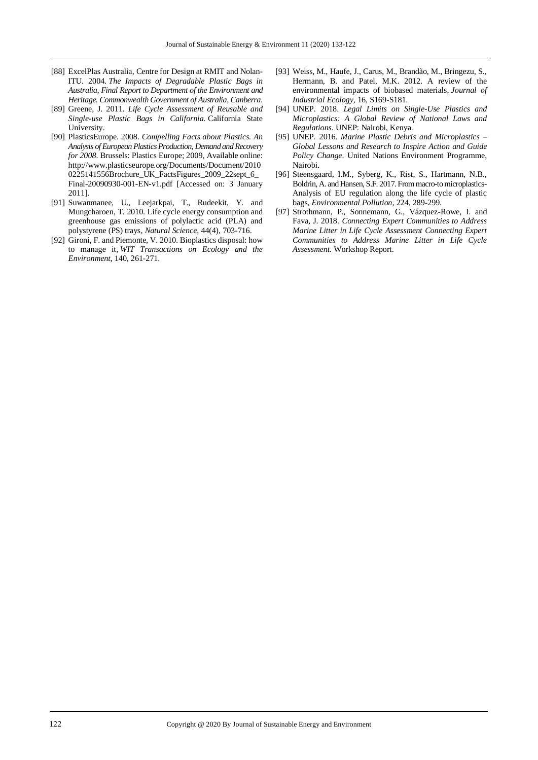[88] ExcelPlas Australia, Centre for Design at RMIT and Nolan-ITU. 2004. *The Impacts of Degradable Plastic Bags in Australia, Final Report to Department of the Environment and Heritage. Commonwealth Government of Australia, Canberra.*

[89] Greene, J. 2011. *Life Cycle Assessment of Reusable and Single-use Plastic Bags in California*. California State University.

[90] PlasticsEurope. 2008. *Compelling Facts about Plastics. An Analysis of European Plastics Production, Demand and Recovery for 2008*. Brussels: Plastics Europe; 2009, Available online: http://www.plasticseurope.org/Documents/Document/20100225141556Brochure_UK_FactsFigures_2009_22sept_6_Final-20090930-001-EN-v1.pdf [Accessed on: 3 January 2011].

[91] Suwanmanee, U., Leejarkpai, T., Rudeekit, Y. and Mungcharoen, T. 2010. Life cycle energy consumption and greenhouse gas emissions of polylactic acid (PLA) and polystyrene (PS) trays, *Natural Science*, 44(4), 703-716.

[92] Gironi, F. and Piemonte, V. 2010. Bioplastics disposal: how to manage it, *WIT Transactions on Ecology and the Environment*, 140, 261-271.

[93] Weiss, M., Haufe, J., Carus, M., Brandão, M., Bringezu, S., Hermann, B. and Patel, M.K. 2012. A review of the environmental impacts of biobased materials, *Journal of Industrial Ecology*, 16, S169-S181.

[94] UNEP. 2018. *Legal Limits on Single-Use Plastics and Microplastics: A Global Review of National Laws and Regulations*. UNEP: Nairobi, Kenya.

[95] UNEP. 2016. *Marine Plastic Debris and Microplastics – Global Lessons and Research to Inspire Action and Guide Policy Change*. United Nations Environment Programme, Nairobi.

[96] Steensgaard, I.M., Syberg, K., Rist, S., Hartmann, N.B., Boldrin, A. and Hansen, S.F. 2017. From macro-to microplastics-Analysis of EU regulation along the life cycle of plastic bags, *Environmental Pollution*, 224, 289-299.

[97] Strothmann, P., Sonnemann, G., Vázquez-Rowe, I. and Fava, J. 2018. *Connecting Expert Communities to Address Marine Litter in Life Cycle Assessment Connecting Expert Communities to Address Marine Litter in Life Cycle Assessment*. Workshop Report.